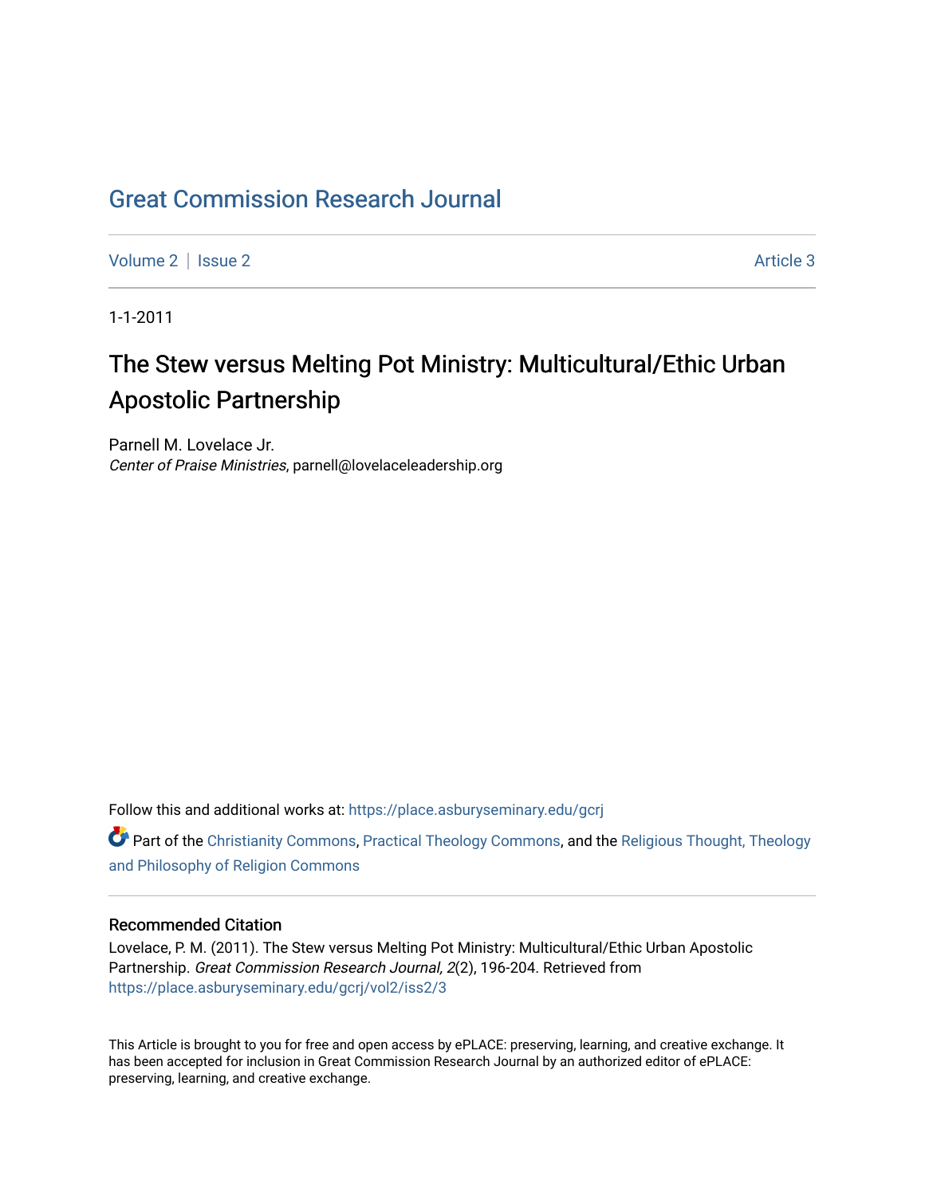# Great Commission Research Journal

Volume 2 | Issue 2 Article 3

1-1-2011

## The Stew versus Melting Pot Ministry: Multicultural/Ethic Urban Apostolic Partnership

Parnell M. Lovelace Jr.
*Center of Praise Ministries*, parnell@lovelaceleadership.org

Follow this and additional works at: https://place.asburyseminary.edu/gcrj

Part of the Christianity Commons, Practical Theology Commons, and the Religious Thought, Theology and Philosophy of Religion Commons

### Recommended Citation

Lovelace, P. M. (2011). The Stew versus Melting Pot Ministry: Multicultural/Ethic Urban Apostolic Partnership. *Great Commission Research Journal, 2*(2), 196-204. Retrieved from https://place.asburyseminary.edu/gcrj/vol2/iss2/3

This Article is brought to you for free and open access by ePLACE: preserving, learning, and creative exchange. It has been accepted for inclusion in Great Commission Research Journal by an authorized editor of ePLACE: preserving, learning, and creative exchange.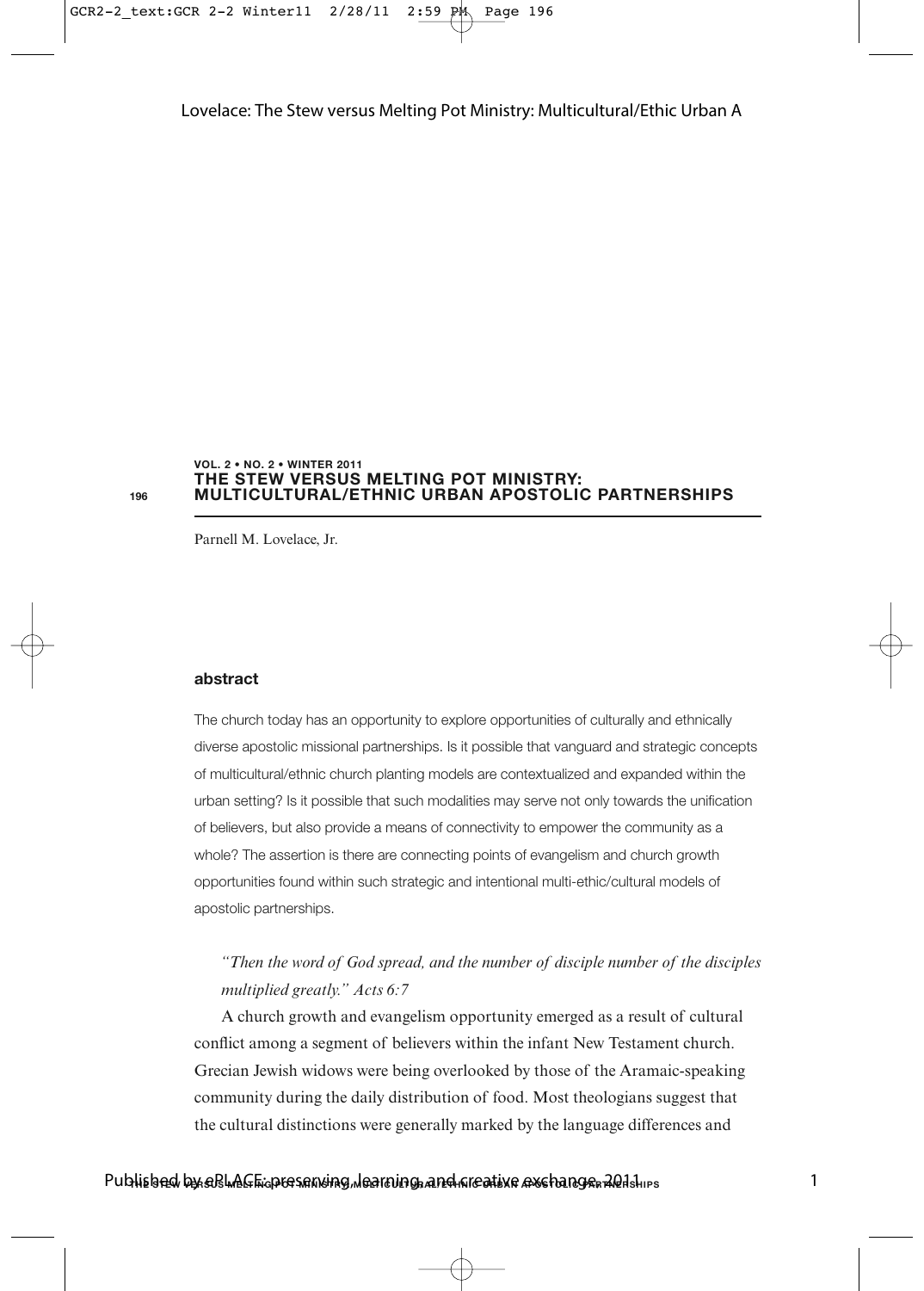# THE STEW VERSUS MELTING POT MINISTRY: MULTICULTURAL/ETHNIC URBAN APOSTOLIC PARTNERSHIPS

Parnell M. Lovelace, Jr.

## abstract

The church today has an opportunity to explore opportunities of culturally and ethnically diverse apostolic missional partnerships. Is it possible that vanguard and strategic concepts of multicultural/ethnic church planting models are contextualized and expanded within the urban setting? Is it possible that such modalities may serve not only towards the unification of believers, but also provide a means of connectivity to empower the community as a whole? The assertion is there are connecting points of evangelism and church growth opportunities found within such strategic and intentional multi-ethic/cultural models of apostolic partnerships.

*"Then the word of God spread, and the number of disciple number of the disciples multiplied greatly." Acts 6:7*

A church growth and evangelism opportunity emerged as a result of cultural conflict among a segment of believers within the infant New Testament church. Grecian Jewish widows were being overlooked by those of the Aramaic-speaking community during the daily distribution of food. Most theologians suggest that the cultural distinctions were generally marked by the language differences and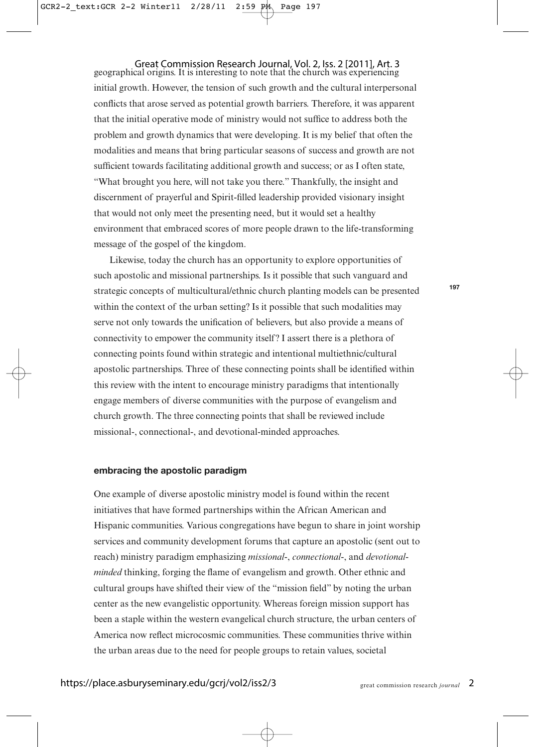geographical origins. It is interesting to note that the church was experiencing initial growth. However, the tension of such growth and the cultural interpersonal conflicts that arose served as potential growth barriers. Therefore, it was apparent that the initial operative mode of ministry would not suffice to address both the problem and growth dynamics that were developing. It is my belief that often the modalities and means that bring particular seasons of success and growth are not sufficient towards facilitating additional growth and success; or as I often state, "What brought you here, will not take you there." Thankfully, the insight and discernment of prayerful and Spirit-filled leadership provided visionary insight that would not only meet the presenting need, but it would set a healthy environment that embraced scores of more people drawn to the life-transforming message of the gospel of the kingdom.

Likewise, today the church has an opportunity to explore opportunities of such apostolic and missional partnerships. Is it possible that such vanguard and strategic concepts of multicultural/ethnic church planting models can be presented within the context of the urban setting? Is it possible that such modalities may serve not only towards the unification of believers, but also provide a means of connectivity to empower the community itself? I assert there is a plethora of connecting points found within strategic and intentional multiethnic/cultural apostolic partnerships. Three of these connecting points shall be identified within this review with the intent to encourage ministry paradigms that intentionally engage members of diverse communities with the purpose of evangelism and church growth. The three connecting points that shall be reviewed include missional-, connectional-, and devotional-minded approaches.

## embracing the apostolic paradigm

One example of diverse apostolic ministry model is found within the recent initiatives that have formed partnerships within the African American and Hispanic communities. Various congregations have begun to share in joint worship services and community development forums that capture an apostolic (sent out to reach) ministry paradigm emphasizing *missional-*, *connectional-*, and *devotional-minded* thinking, forging the flame of evangelism and growth. Other ethnic and cultural groups have shifted their view of the "mission field" by noting the urban center as the new evangelistic opportunity. Whereas foreign mission support has been a staple within the western evangelical church structure, the urban centers of America now reflect microcosmic communities. These communities thrive within the urban areas due to the need for people groups to retain values, societal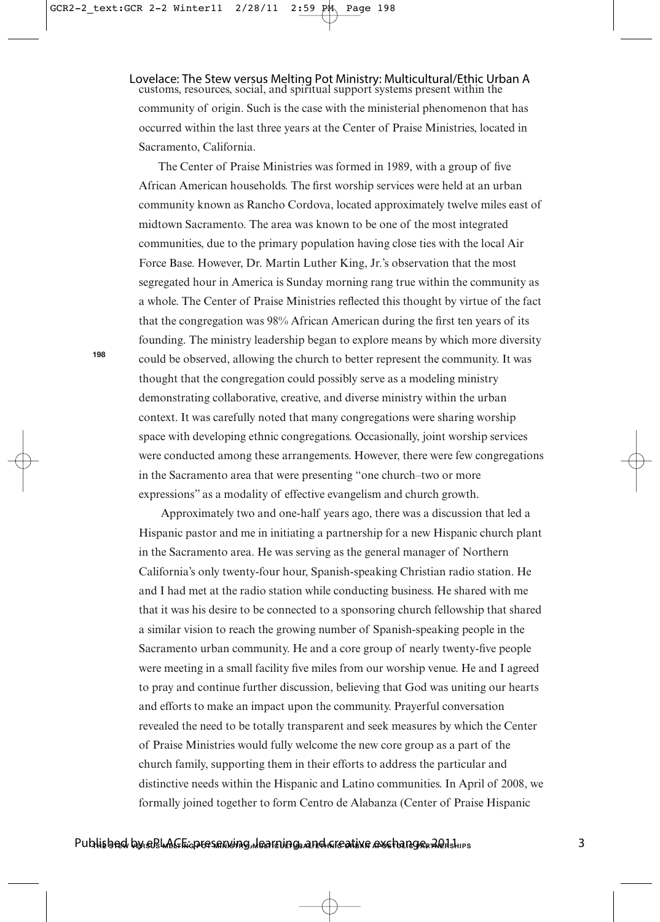customs, resources, social, and spiritual support systems present within the community of origin. Such is the case with the ministerial phenomenon that has occurred within the last three years at the Center of Praise Ministries, located in Sacramento, California.

The Center of Praise Ministries was formed in 1989, with a group of five African American households. The first worship services were held at an urban community known as Rancho Cordova, located approximately twelve miles east of midtown Sacramento. The area was known to be one of the most integrated communities, due to the primary population having close ties with the local Air Force Base. However, Dr. Martin Luther King, Jr.'s observation that the most segregated hour in America is Sunday morning rang true within the community as a whole. The Center of Praise Ministries reflected this thought by virtue of the fact that the congregation was 98% African American during the first ten years of its founding. The ministry leadership began to explore means by which more diversity could be observed, allowing the church to better represent the community. It was thought that the congregation could possibly serve as a modeling ministry demonstrating collaborative, creative, and diverse ministry within the urban context. It was carefully noted that many congregations were sharing worship space with developing ethnic congregations. Occasionally, joint worship services were conducted among these arrangements. However, there were few congregations in the Sacramento area that were presenting "one church–two or more expressions" as a modality of effective evangelism and church growth.

Approximately two and one-half years ago, there was a discussion that led a Hispanic pastor and me in initiating a partnership for a new Hispanic church plant in the Sacramento area. He was serving as the general manager of Northern California's only twenty-four hour, Spanish-speaking Christian radio station. He and I had met at the radio station while conducting business. He shared with me that it was his desire to be connected to a sponsoring church fellowship that shared a similar vision to reach the growing number of Spanish-speaking people in the Sacramento urban community. He and a core group of nearly twenty-five people were meeting in a small facility five miles from our worship venue. He and I agreed to pray and continue further discussion, believing that God was uniting our hearts and efforts to make an impact upon the community. Prayerful conversation revealed the need to be totally transparent and seek measures by which the Center of Praise Ministries would fully welcome the new core group as a part of the church family, supporting them in their efforts to address the particular and distinctive needs within the Hispanic and Latino communities. In April of 2008, we formally joined together to form Centro de Alabanza (Center of Praise Hispanic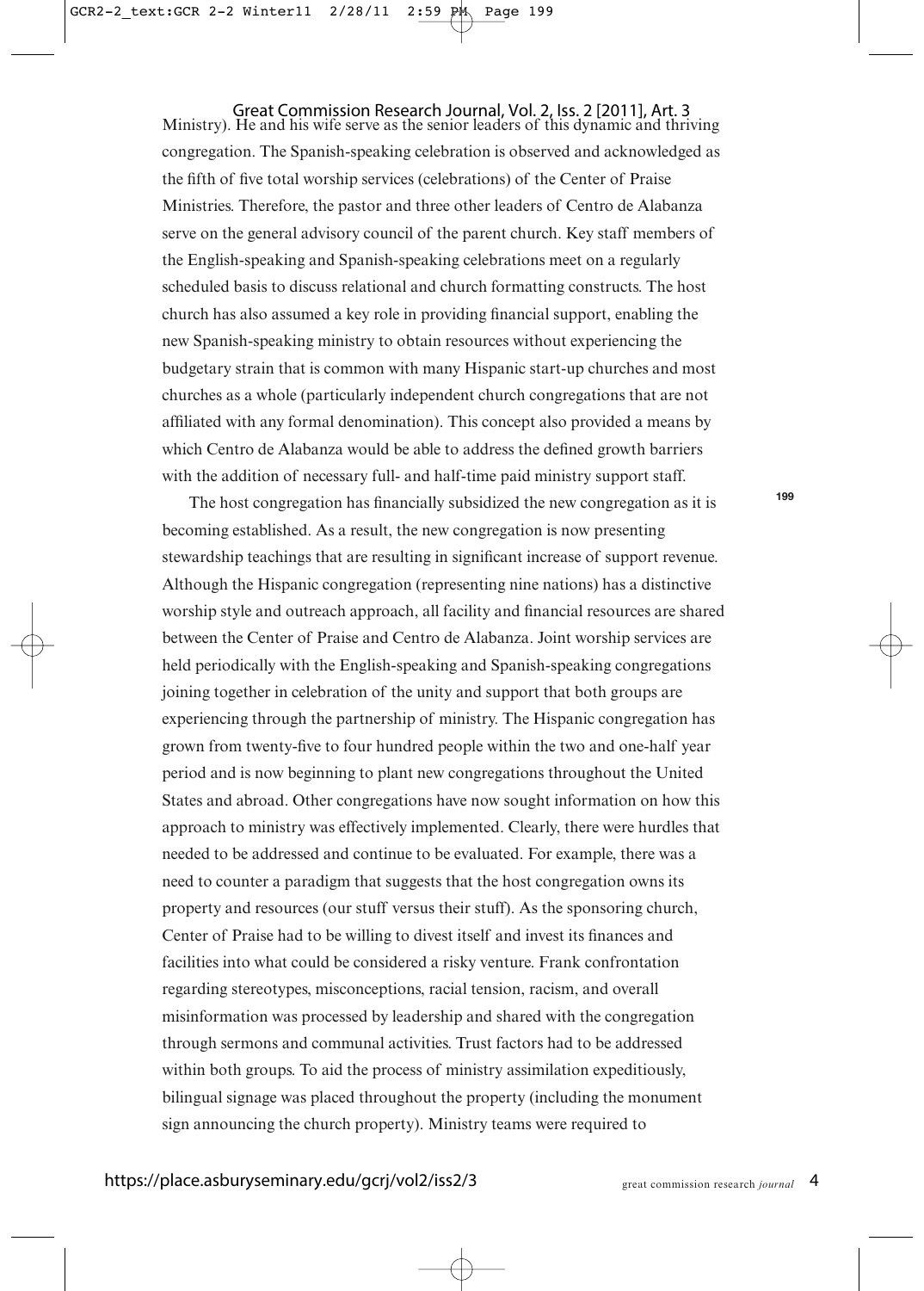Ministry). He and his wife serve as the senior leaders of this dynamic and thriving congregation. The Spanish-speaking celebration is observed and acknowledged as the fifth of five total worship services (celebrations) of the Center of Praise Ministries. Therefore, the pastor and three other leaders of Centro de Alabanza serve on the general advisory council of the parent church. Key staff members of the English-speaking and Spanish-speaking celebrations meet on a regularly scheduled basis to discuss relational and church formatting constructs. The host church has also assumed a key role in providing financial support, enabling the new Spanish-speaking ministry to obtain resources without experiencing the budgetary strain that is common with many Hispanic start-up churches and most churches as a whole (particularly independent church congregations that are not affiliated with any formal denomination). This concept also provided a means by which Centro de Alabanza would be able to address the defined growth barriers with the addition of necessary full- and half-time paid ministry support staff.

The host congregation has financially subsidized the new congregation as it is becoming established. As a result, the new congregation is now presenting stewardship teachings that are resulting in significant increase of support revenue. Although the Hispanic congregation (representing nine nations) has a distinctive worship style and outreach approach, all facility and financial resources are shared between the Center of Praise and Centro de Alabanza. Joint worship services are held periodically with the English-speaking and Spanish-speaking congregations joining together in celebration of the unity and support that both groups are experiencing through the partnership of ministry. The Hispanic congregation has grown from twenty-five to four hundred people within the two and one-half year period and is now beginning to plant new congregations throughout the United States and abroad. Other congregations have now sought information on how this approach to ministry was effectively implemented. Clearly, there were hurdles that needed to be addressed and continue to be evaluated. For example, there was a need to counter a paradigm that suggests that the host congregation owns its property and resources (our stuff versus their stuff). As the sponsoring church, Center of Praise had to be willing to divest itself and invest its finances and facilities into what could be considered a risky venture. Frank confrontation regarding stereotypes, misconceptions, racial tension, racism, and overall misinformation was processed by leadership and shared with the congregation through sermons and communal activities. Trust factors had to be addressed within both groups. To aid the process of ministry assimilation expeditiously, bilingual signage was placed throughout the property (including the monument sign announcing the church property). Ministry teams were required to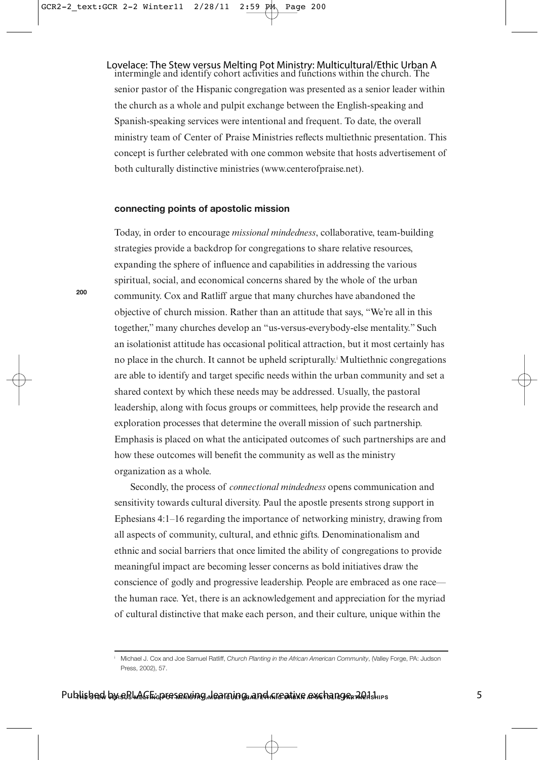intermingle and identify cohort activities and functions within the church. The senior pastor of the Hispanic congregation was presented as a senior leader within the church as a whole and pulpit exchange between the English-speaking and Spanish-speaking services were intentional and frequent. To date, the overall ministry team of Center of Praise Ministries reflects multiethnic presentation. This concept is further celebrated with one common website that hosts advertisement of both culturally distinctive ministries (www.centerofpraise.net).

### connecting points of apostolic mission

Today, in order to encourage *missional mindedness*, collaborative, team-building strategies provide a backdrop for congregations to share relative resources, expanding the sphere of influence and capabilities in addressing the various spiritual, social, and economical concerns shared by the whole of the urban community. Cox and Ratliff argue that many churches have abandoned the objective of church mission. Rather than an attitude that says, "We're all in this together," many churches develop an "us-versus-everybody-else mentality." Such an isolationist attitude has occasional political attraction, but it most certainly has no place in the church. It cannot be upheld scripturally.[i] Multiethnic congregations are able to identify and target specific needs within the urban community and set a shared context by which these needs may be addressed. Usually, the pastoral leadership, along with focus groups or committees, help provide the research and exploration processes that determine the overall mission of such partnership. Emphasis is placed on what the anticipated outcomes of such partnerships are and how these outcomes will benefit the community as well as the ministry organization as a whole.

Secondly, the process of *connectional mindedness* opens communication and sensitivity towards cultural diversity. Paul the apostle presents strong support in Ephesians 4:1–16 regarding the importance of networking ministry, drawing from all aspects of community, cultural, and ethnic gifts. Denominationalism and ethnic and social barriers that once limited the ability of congregations to provide meaningful impact are becoming lesser concerns as bold initiatives draw the conscience of godly and progressive leadership. People are embraced as one race—the human race. Yet, there is an acknowledgement and appreciation for the myriad of cultural distinctive that make each person, and their culture, unique within the

---

[i] Michael J. Cox and Joe Samuel Ratliff, *Church Planting in the African American Community*, (Valley Forge, PA: Judson Press, 2002), 57.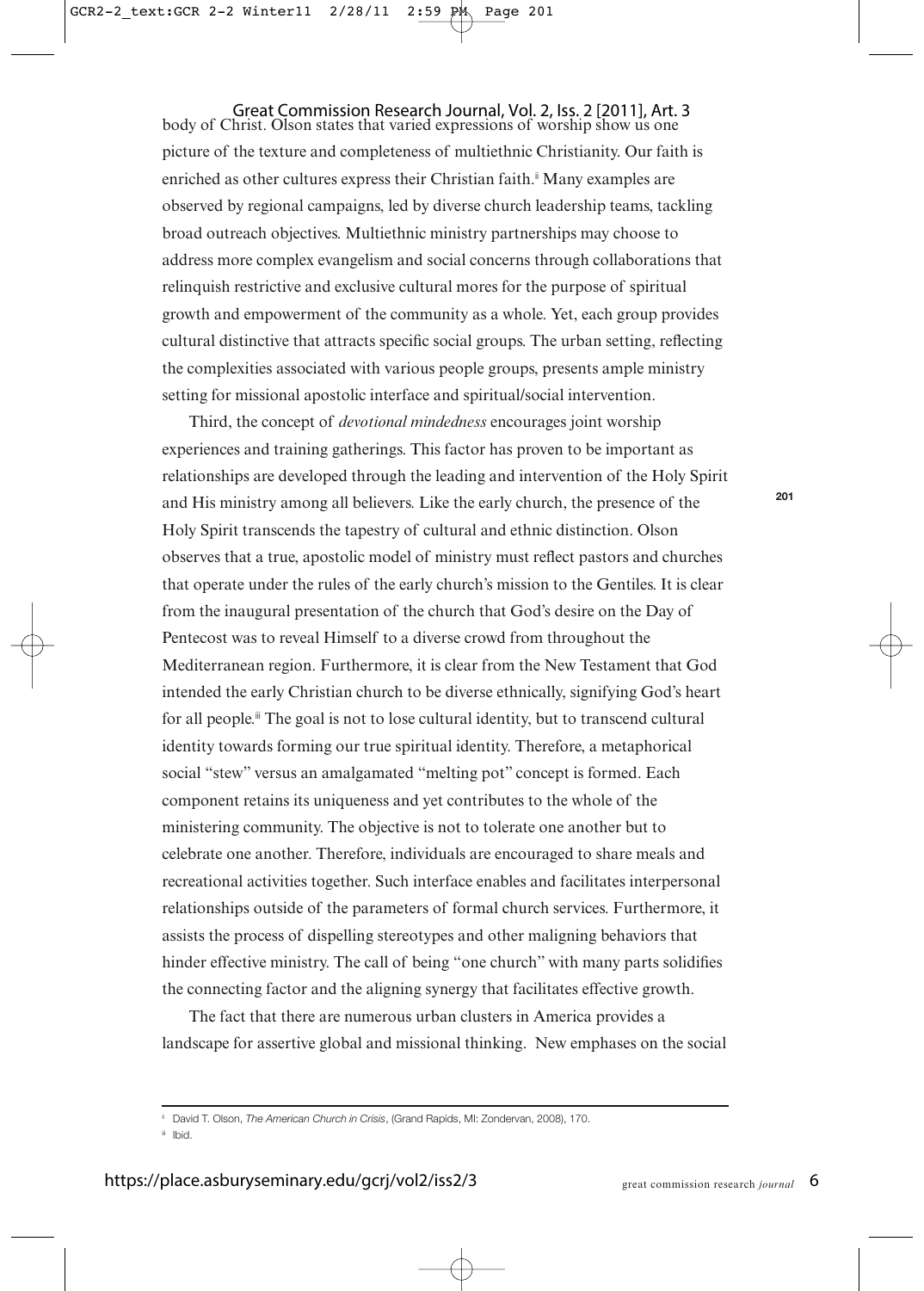body of Christ. Olson states that varied expressions of worship show us one picture of the texture and completeness of multiethnic Christianity. Our faith is enriched as other cultures express their Christian faith.[ii] Many examples are observed by regional campaigns, led by diverse church leadership teams, tackling broad outreach objectives. Multiethnic ministry partnerships may choose to address more complex evangelism and social concerns through collaborations that relinquish restrictive and exclusive cultural mores for the purpose of spiritual growth and empowerment of the community as a whole. Yet, each group provides cultural distinctive that attracts specific social groups. The urban setting, reflecting the complexities associated with various people groups, presents ample ministry setting for missional apostolic interface and spiritual/social intervention.

Third, the concept of *devotional mindedness* encourages joint worship experiences and training gatherings. This factor has proven to be important as relationships are developed through the leading and intervention of the Holy Spirit and His ministry among all believers. Like the early church, the presence of the Holy Spirit transcends the tapestry of cultural and ethnic distinction. Olson observes that a true, apostolic model of ministry must reflect pastors and churches that operate under the rules of the early church's mission to the Gentiles. It is clear from the inaugural presentation of the church that God's desire on the Day of Pentecost was to reveal Himself to a diverse crowd from throughout the Mediterranean region. Furthermore, it is clear from the New Testament that God intended the early Christian church to be diverse ethnically, signifying God's heart for all people.[iii] The goal is not to lose cultural identity, but to transcend cultural identity towards forming our true spiritual identity. Therefore, a metaphorical social "stew" versus an amalgamated "melting pot" concept is formed. Each component retains its uniqueness and yet contributes to the whole of the ministering community. The objective is not to tolerate one another but to celebrate one another. Therefore, individuals are encouraged to share meals and recreational activities together. Such interface enables and facilitates interpersonal relationships outside of the parameters of formal church services. Furthermore, it assists the process of dispelling stereotypes and other maligning behaviors that hinder effective ministry. The call of being "one church" with many parts solidifies the connecting factor and the aligning synergy that facilitates effective growth.

The fact that there are numerous urban clusters in America provides a landscape for assertive global and missional thinking. New emphases on the social

---

[ii] David T. Olson, *The American Church in Crisis*, (Grand Rapids, MI: Zondervan, 2008), 170.

[iii] Ibid.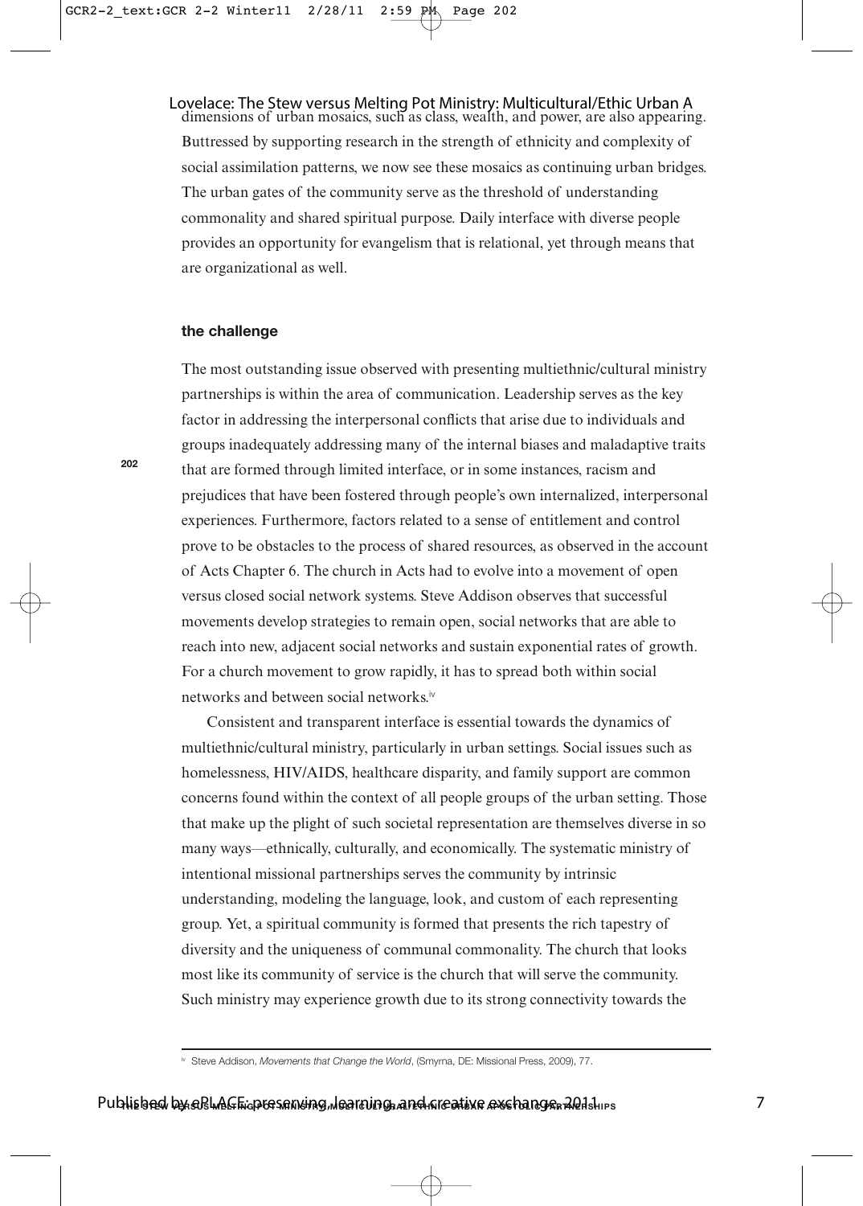dimensions of urban mosaics, such as class, wealth, and power, are also appearing. Buttressed by supporting research in the strength of ethnicity and complexity of social assimilation patterns, we now see these mosaics as continuing urban bridges. The urban gates of the community serve as the threshold of understanding commonality and shared spiritual purpose. Daily interface with diverse people provides an opportunity for evangelism that is relational, yet through means that are organizational as well.

## the challenge

The most outstanding issue observed with presenting multiethnic/cultural ministry partnerships is within the area of communication. Leadership serves as the key factor in addressing the interpersonal conflicts that arise due to individuals and groups inadequately addressing many of the internal biases and maladaptive traits that are formed through limited interface, or in some instances, racism and prejudices that have been fostered through people's own internalized, interpersonal experiences. Furthermore, factors related to a sense of entitlement and control prove to be obstacles to the process of shared resources, as observed in the account of Acts Chapter 6. The church in Acts had to evolve into a movement of open versus closed social network systems. Steve Addison observes that successful movements develop strategies to remain open, social networks that are able to reach into new, adjacent social networks and sustain exponential rates of growth. For a church movement to grow rapidly, it has to spread both within social networks and between social networks.[iv]

Consistent and transparent interface is essential towards the dynamics of multiethnic/cultural ministry, particularly in urban settings. Social issues such as homelessness, HIV/AIDS, healthcare disparity, and family support are common concerns found within the context of all people groups of the urban setting. Those that make up the plight of such societal representation are themselves diverse in so many ways—ethnically, culturally, and economically. The systematic ministry of intentional missional partnerships serves the community by intrinsic understanding, modeling the language, look, and custom of each representing group. Yet, a spiritual community is formed that presents the rich tapestry of diversity and the uniqueness of communal commonality. The church that looks most like its community of service is the church that will serve the community. Such ministry may experience growth due to its strong connectivity towards the

---

[iv] Steve Addison, *Movements that Change the World*, (Smyrna, DE: Missional Press, 2009), 77.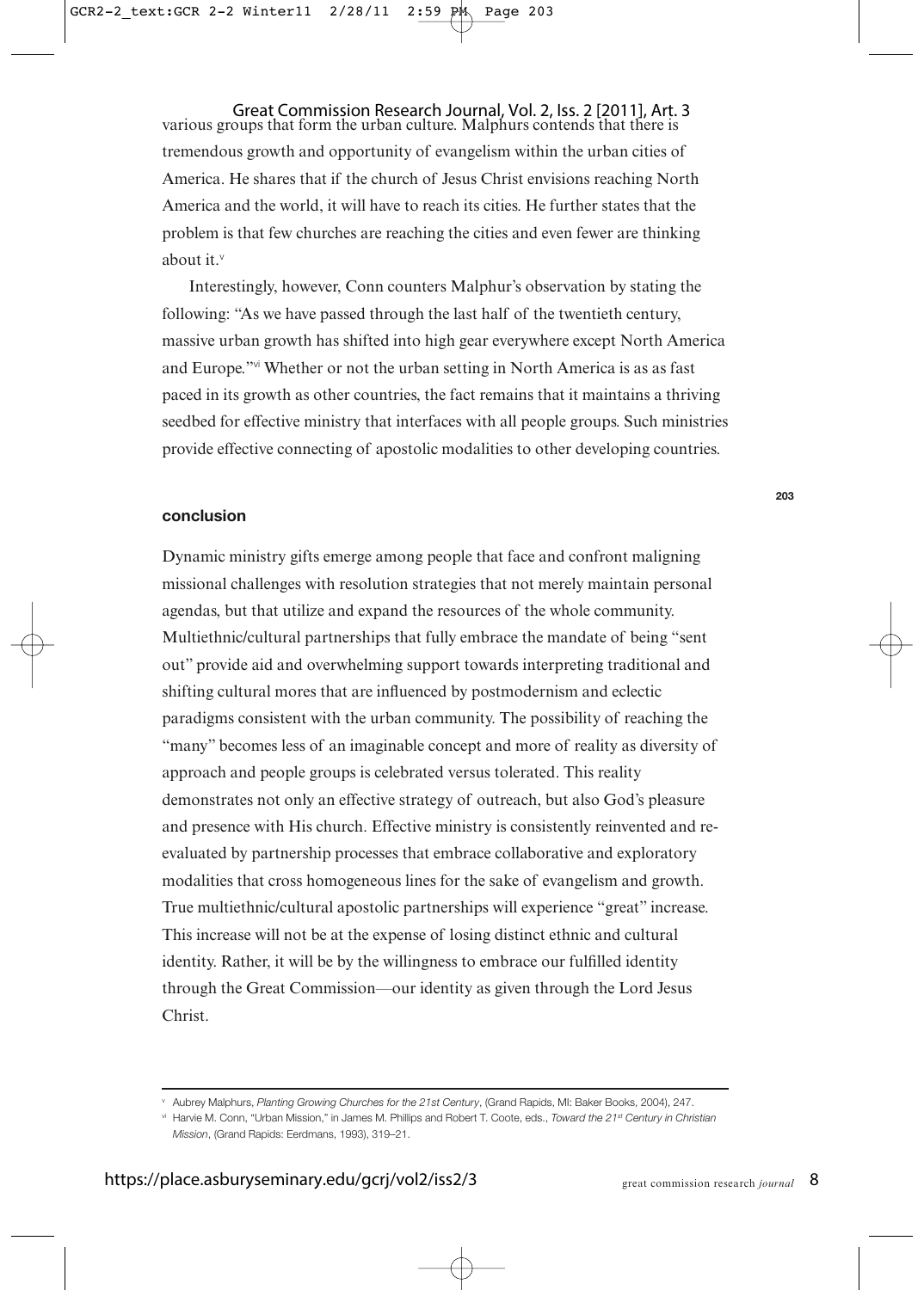various groups that form the urban culture. Malphurs contends that there is tremendous growth and opportunity of evangelism within the urban cities of America. He shares that if the church of Jesus Christ envisions reaching North America and the world, it will have to reach its cities. He further states that the problem is that few churches are reaching the cities and even fewer are thinking about it.[v]

Interestingly, however, Conn counters Malphur's observation by stating the following: "As we have passed through the last half of the twentieth century, massive urban growth has shifted into high gear everywhere except North America and Europe."[vi] Whether or not the urban setting in North America is as as fast paced in its growth as other countries, the fact remains that it maintains a thriving seedbed for effective ministry that interfaces with all people groups. Such ministries provide effective connecting of apostolic modalities to other developing countries.

## conclusion

Dynamic ministry gifts emerge among people that face and confront maligning missional challenges with resolution strategies that not merely maintain personal agendas, but that utilize and expand the resources of the whole community. Multiethnic/cultural partnerships that fully embrace the mandate of being "sent out" provide aid and overwhelming support towards interpreting traditional and shifting cultural mores that are influenced by postmodernism and eclectic paradigms consistent with the urban community. The possibility of reaching the "many" becomes less of an imaginable concept and more of reality as diversity of approach and people groups is celebrated versus tolerated. This reality demonstrates not only an effective strategy of outreach, but also God's pleasure and presence with His church. Effective ministry is consistently reinvented and re-evaluated by partnership processes that embrace collaborative and exploratory modalities that cross homogeneous lines for the sake of evangelism and growth. True multiethnic/cultural apostolic partnerships will experience "great" increase. This increase will not be at the expense of losing distinct ethnic and cultural identity. Rather, it will be by the willingness to embrace our fulfilled identity through the Great Commission—our identity as given through the Lord Jesus Christ.

---

[v] Aubrey Malphurs, *Planting Growing Churches for the 21st Century*, (Grand Rapids, MI: Baker Books, 2004), 247.

[vi] Harvie M. Conn, "Urban Mission," in James M. Phillips and Robert T. Coote, eds., *Toward the 21st Century in Christian Mission*, (Grand Rapids: Eerdmans, 1993), 319–21.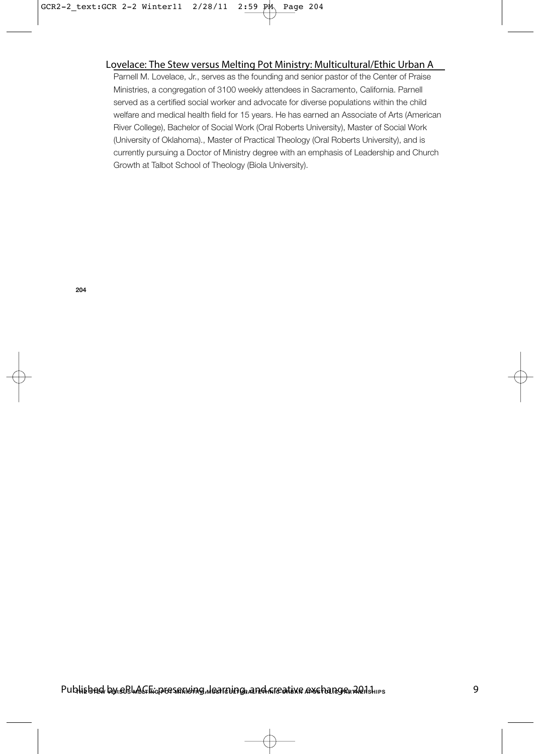Parnell M. Lovelace, Jr., serves as the founding and senior pastor of the Center of Praise Ministries, a congregation of 3100 weekly attendees in Sacramento, California. Parnell served as a certified social worker and advocate for diverse populations within the child welfare and medical health field for 15 years. He has earned an Associate of Arts (American River College), Bachelor of Social Work (Oral Roberts University), Master of Social Work (University of Oklahoma)., Master of Practical Theology (Oral Roberts University), and is currently pursuing a Doctor of Ministry degree with an emphasis of Leadership and Church Growth at Talbot School of Theology (Biola University).